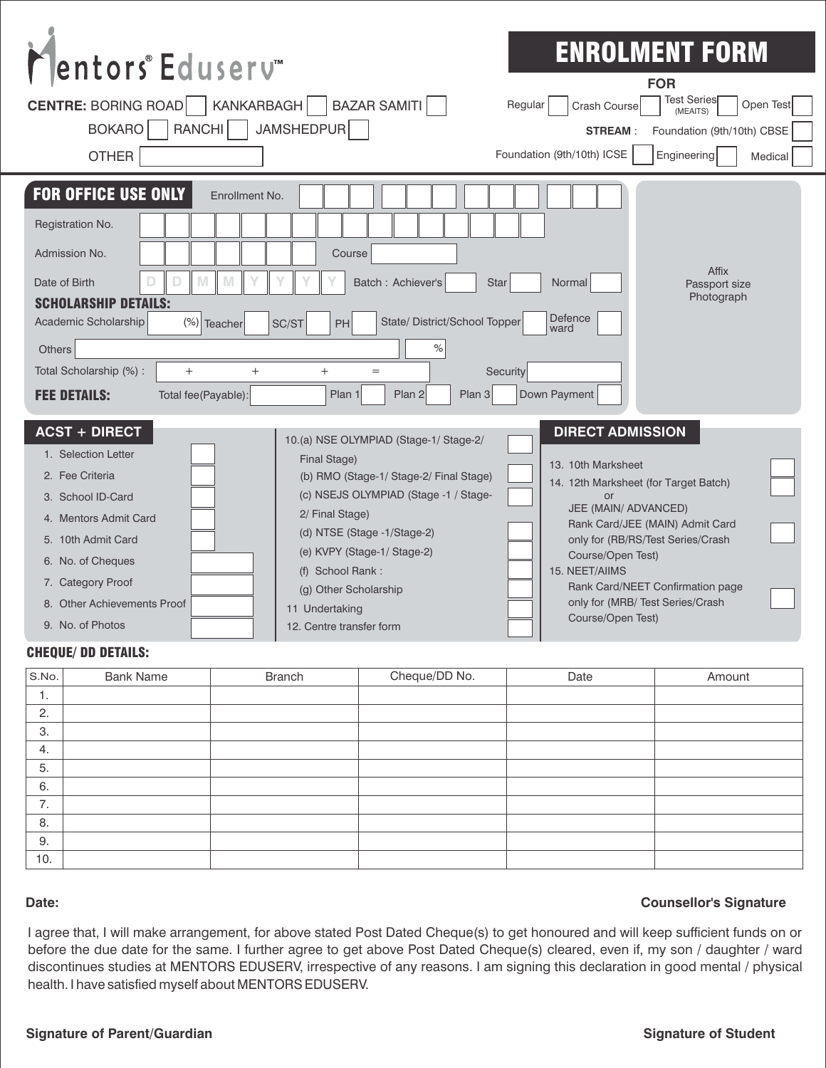# Mentors® Eduserv™

# ENROLMENT FORM

**FOR**

**CENTRE:** BORING ROAD ☐ KANKARBAGH ☐ BAZAR SAMITI ☐

BOKARO ☐ RANCHI ☐ JAMSHEDPUR ☐

OTHER ______

Regular ☐ Crash Course ☐ Test Series (MEAITS) ☐ Open Test ☐

**STREAM** : Foundation (9th/10th) CBSE ☐

Foundation (9th/10th) ICSE ☐ Engineering ☐ Medical ☐

## FOR OFFICE USE ONLY

Enrollment No. ______

Registration No. ______

Admission No. ______ Course ______

Date of Birth D D M M Y Y Y Y Batch : Achiever's ☐ Star ☐ Normal ☐

Affix Passport size Photograph

**SCHOLARSHIP DETAILS:**

Academic Scholarship ___ (%) Teacher ☐ SC/ST ☐ PH ☐ State/ District/School Topper ☐ Defence ward ☐

Others ______ %

Total Scholarship (%) : + + + = Security ______

**FEE DETAILS:** Total fee(Payable): ______ Plan 1 ☐ Plan 2 ☐ Plan 3 ☐ Down Payment ☐

## ACST + DIRECT

1. Selection Letter ☐
2. Fee Criteria ☐
3. School ID-Card ☐
4. Mentors Admit Card ☐
5. 10th Admit Card ☐
6. No. of Cheques ______
7. Category Proof ______
8. Other Achievements Proof ______
9. No. of Photos ______

10.(a) NSE OLYMPIAD (Stage-1/ Stage-2/ Final Stage) ☐
(b) RMO (Stage-1/ Stage-2/ Final Stage) ☐
(c) NSEJS OLYMPIAD (Stage -1 / Stage-2/ Final Stage) ☐
(d) NTSE (Stage -1/Stage-2) ☐
(e) KVPY (Stage-1/ Stage-2) ☐
(f) School Rank : ☐
(g) Other Scholarship ☐
11 Undertaking ☐
12. Centre transfer form ☐

## DIRECT ADMISSION

13. 10th Marksheet ☐
14. 12th Marksheet (for Target Batch) ☐
or
JEE (MAIN/ ADVANCED) Rank Card/JEE (MAIN) Admit Card only for (RB/RS/Test Series/Crash Course/Open Test) ☐
15. NEET/AIIMS Rank Card/NEET Confirmation page only for (MRB/ Test Series/Crash Course/Open Test) ☐

**CHEQUE/ DD DETAILS:**

| S.No. | Bank Name | Branch | Cheque/DD No. | Date | Amount |
|---|---|---|---|---|---|
| 1. | | | | | |
| 2. | | | | | |
| 3. | | | | | |
| 4. | | | | | |
| 5. | | | | | |
| 6. | | | | | |
| 7. | | | | | |
| 8. | | | | | |
| 9. | | | | | |
| 10. | | | | | |

**Date:** **Counsellor's Signature**

I agree that, I will make arrangement, for above stated Post Dated Cheque(s) to get honoured and will keep sufficient funds on or before the due date for the same. I further agree to get above Post Dated Cheque(s) cleared, even if, my son / daughter / ward discontinues studies at MENTORS EDUSERV, irrespective of any reasons. I am signing this declaration in good mental / physical health. I have satisfied myself about MENTORS EDUSERV.

**Signature of Parent/Guardian** **Signature of Student**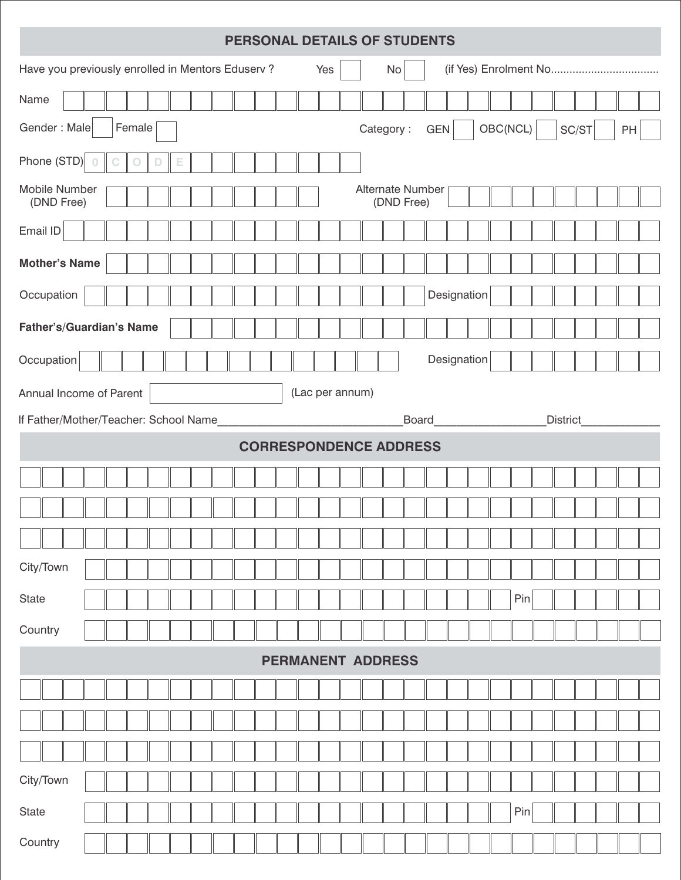## PERSONAL DETAILS OF STUDENTS

Have you previously enrolled in Mentors Eduserv ? Yes ☐ No ☐ (if Yes) Enrolment No..................................

Name

Gender : Male ☐ Female ☐ Category : GEN ☐ OBC(NCL) ☐ SC/ST ☐ PH ☐

Phone (STD) 0 C O D E

Mobile Number (DND Free) Alternate Number (DND Free)

Email ID

**Mother's Name**

Occupation Designation

**Father's/Guardian's Name**

Occupation Designation

Annual Income of Parent (Lac per annum)

If Father/Mother/Teacher: School Name____________________________Board________________District___________

## CORRESPONDENCE ADDRESS

City/Town

State Pin

Country

## PERMANENT ADDRESS

City/Town

State Pin

Country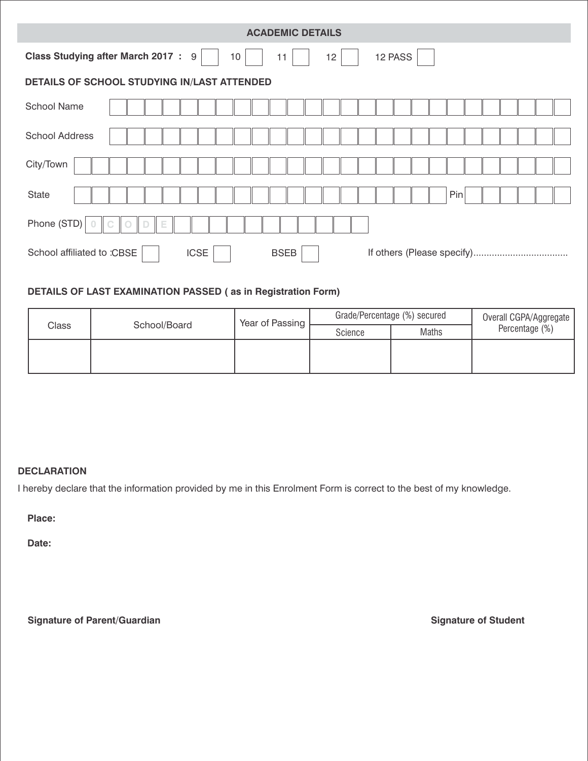## ACADEMIC DETAILS

**Class Studying after March 2017 :** 9 ☐ 10 ☐ 11 ☐ 12 ☐ 12 PASS ☐

**DETAILS OF SCHOOL STUDYING IN/LAST ATTENDED**

School Name

School Address

City/Town

State Pin

Phone (STD) 0 C O D E

School affiliated to :CBSE ☐ ICSE ☐ BSEB ☐ If others (Please specify)...................................

**DETAILS OF LAST EXAMINATION PASSED ( as in Registration Form)**

| Class | School/Board | Year of Passing | Grade/Percentage (%) secured | | Overall CGPA/Aggregate Percentage (%) |
|---|---|---|---|---|---|
| | | | Science | Maths | |
| | | | | | |

**DECLARATION**

I hereby declare that the information provided by me in this Enrolment Form is correct to the best of my knowledge.

**Place:**

**Date:**

**Signature of Parent/Guardian** **Signature of Student**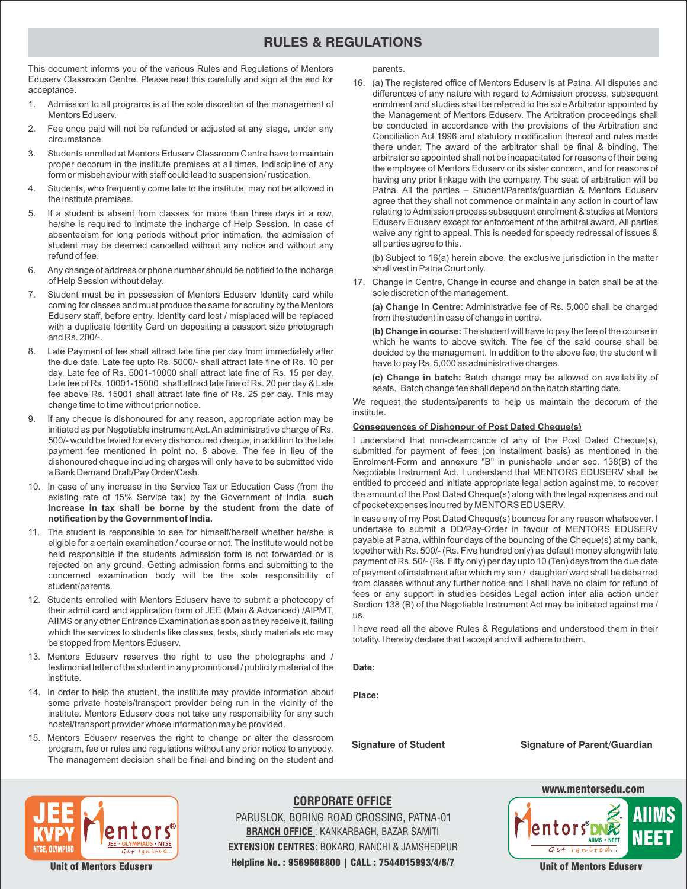# RULES & REGULATIONS

This document informs you of the various Rules and Regulations of Mentors Eduserv Classroom Centre. Please read this carefully and sign at the end for acceptance.

1. Admission to all programs is at the sole discretion of the management of Mentors Eduserv.
2. Fee once paid will not be refunded or adjusted at any stage, under any circumstance.
3. Students enrolled at Mentors Eduserv Classroom Centre have to maintain proper decorum in the institute premises at all times. Indiscipline of any form or misbehaviour with staff could lead to suspension/ rustication.
4. Students, who frequently come late to the institute, may not be allowed in the institute premises.
5. If a student is absent from classes for more than three days in a row, he/she is required to intimate the incharge of Help Session. In case of absenteeism for long periods without prior intimation, the admission of student may be deemed cancelled without any notice and without any refund of fee.
6. Any change of address or phone number should be notified to the incharge of Help Session without delay.
7. Student must be in possession of Mentors Eduserv Identity card while coming for classes and must produce the same for scrutiny by the Mentors Eduserv staff, before entry. Identity card lost / misplaced will be replaced with a duplicate Identity Card on depositing a passport size photograph and Rs. 200/-.
8. Late Payment of fee shall attract late fine per day from immediately after the due date. Late fee upto Rs. 5000/- shall attract late fine of Rs. 10 per day, Late fee of Rs. 5001-10000 shall attract late fine of Rs. 15 per day, Late fee of Rs. 10001-15000 shall attract late fine of Rs. 20 per day & Late fee above Rs. 15001 shall attract late fine of Rs. 25 per day. This may change time to time without prior notice.
9. If any cheque is dishonoured for any reason, appropriate action may be initiated as per Negotiable instrument Act. An administrative charge of Rs. 500/- would be levied for every dishonoured cheque, in addition to the late payment fee mentioned in point no. 8 above. The fee in lieu of the dishonoured cheque including charges will only have to be submitted vide a Bank Demand Draft/Pay Order/Cash.
10. In case of any increase in the Service Tax or Education Cess (from the existing rate of 15% Service tax) by the Government of India, **such increase in tax shall be borne by the student from the date of notification by the Government of India.**
11. The student is responsible to see for himself/herself whether he/she is eligible for a certain examination / course or not. The institute would not be held responsible if the students admission form is not forwarded or is rejected on any ground. Getting admission forms and submitting to the concerned examination body will be the sole responsibility of student/parents.
12. Students enrolled with Mentors Eduserv have to submit a photocopy of their admit card and application form of JEE (Main & Advanced) /AIPMT, AIIMS or any other Entrance Examination as soon as they receive it, failing which the services to students like classes, tests, study materials etc may be stopped from Mentors Eduserv.
13. Mentors Eduserv reserves the right to use the photographs and / testimonial letter of the student in any promotional / publicity material of the institute.
14. In order to help the student, the institute may provide information about some private hostels/transport provider being run in the vicinity of the institute. Mentors Eduserv does not take any responsibility for any such hostel/transport provider whose information may be provided.
15. Mentors Eduserv reserves the right to change or alter the classroom program, fee or rules and regulations without any prior notice to anybody. The management decision shall be final and binding on the student and parents.
16. (a) The registered office of Mentors Eduserv is at Patna. All disputes and differences of any nature with regard to Admission process, subsequent enrolment and studies shall be referred to the sole Arbitrator appointed by the Management of Mentors Eduserv. The Arbitration proceedings shall be conducted in accordance with the provisions of the Arbitration and Conciliation Act 1996 and statutory modification thereof and rules made there under. The award of the arbitrator shall be final & binding. The arbitrator so appointed shall not be incapacitated for reasons of their being the employee of Mentors Eduserv or its sister concern, and for reasons of having any prior linkage with the company. The seat of arbitration will be Patna. All the parties – Student/Parents/guardian & Mentors Eduserv agree that they shall not commence or maintain any action in court of law relating to Admission process subsequent enrolment & studies at Mentors Eduserv Eduserv except for enforcement of the arbitral award. All parties waive any right to appeal. This is needed for speedy redressal of issues & all parties agree to this.

    (b) Subject to 16(a) herein above, the exclusive jurisdiction in the matter shall vest in Patna Court only.
17. Change in Centre, Change in course and change in batch shall be at the sole discretion of the management.

    **(a) Change in Centre**: Administrative fee of Rs. 5,000 shall be charged from the student in case of change in centre.

    **(b) Change in course:** The student will have to pay the fee of the course in which he wants to above switch. The fee of the said course shall be decided by the management. In addition to the above fee, the student will have to pay Rs. 5,000 as administrative charges.

    **(c) Change in batch:** Batch change may be allowed on availability of seats. Batch change fee shall depend on the batch starting date.

We request the students/parents to help us maintain the decorum of the institute.

**Consequences of Dishonour of Post Dated Cheque(s)**

I understand that non-clearncance of any of the Post Dated Cheque(s), submitted for payment of fees (on installment basis) as mentioned in the Enrolment-Form and annexure "B" in punishable under sec. 138(B) of the Negotiable Instrument Act. I understand that MENTORS EDUSERV shall be entitled to proceed and initiate appropriate legal action against me, to recover the amount of the Post Dated Cheque(s) along with the legal expenses and out of pocket expenses incurred by MENTORS EDUSERV.

In case any of my Post Dated Cheque(s) bounces for any reason whatsoever. I undertake to submit a DD/Pay-Order in favour of MENTORS EDUSERV payable at Patna, within four days of the bouncing of the Cheque(s) at my bank, together with Rs. 500/- (Rs. Five hundred only) as default money alongwith late payment of Rs. 50/- (Rs. Fifty only) per day upto 10 (Ten) days from the due date of payment of instalment after which my son / daughter/ ward shall be debarred from classes without any further notice and I shall have no claim for refund of fees or any support in studies besides Legal action inter alia action under Section 138 (B) of the Negotiable Instrument Act may be initiated against me / us.

I have read all the above Rules & Regulations and understood them in their totality. I hereby declare that I accept and will adhere to them.

**Date:**

**Place:**

**Signature of Student** **Signature of Parent/Guardian**

JEE KVPY NTSE, OLYMPIAD — Mentors® JEE • OLYMPIADS • NTSE — Get Ignited...

Unit of Mentors Eduserv

**CORPORATE OFFICE**

PARUSLOK, BORING ROAD CROSSING, PATNA-01

**BRANCH OFFICE** : KANKARBAGH, BAZAR SAMITI

**EXTENSION CENTRES**: BOKARO, RANCHI & JAMSHEDPUR

**Helpline No. : 9569668800 | CALL : 7544015993/4/6/7**

www.mentorsedu.com

Mentors® DNA AIIMS • NEET — Get Ignited... — AIIMS NEET

Unit of Mentors Eduserv